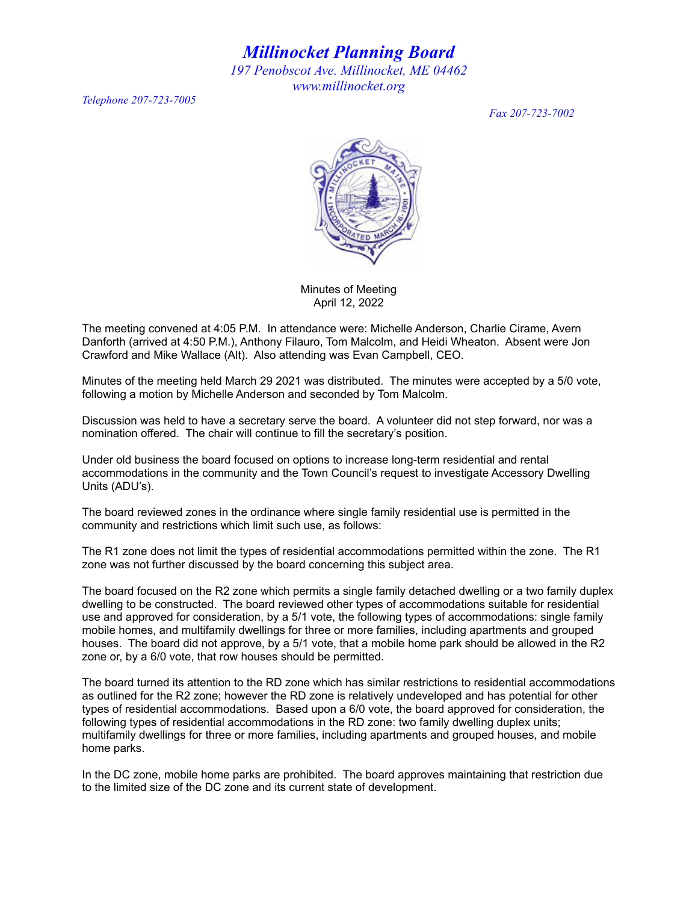# *Millinocket Planning Board*

*197 Penobscot Ave. Millinocket, ME 04462*
*www.millinocket.org*

*Telephone 207-723-7005*

*Fax 207-723-7002*

Minutes of Meeting
April 12, 2022

The meeting convened at 4:05 P.M. In attendance were: Michelle Anderson, Charlie Cirame, Avern Danforth (arrived at 4:50 P.M.), Anthony Filauro, Tom Malcolm, and Heidi Wheaton. Absent were Jon Crawford and Mike Wallace (Alt). Also attending was Evan Campbell, CEO.

Minutes of the meeting held March 29 2021 was distributed. The minutes were accepted by a 5/0 vote, following a motion by Michelle Anderson and seconded by Tom Malcolm.

Discussion was held to have a secretary serve the board. A volunteer did not step forward, nor was a nomination offered. The chair will continue to fill the secretary's position.

Under old business the board focused on options to increase long-term residential and rental accommodations in the community and the Town Council's request to investigate Accessory Dwelling Units (ADU's).

The board reviewed zones in the ordinance where single family residential use is permitted in the community and restrictions which limit such use, as follows:

The R1 zone does not limit the types of residential accommodations permitted within the zone. The R1 zone was not further discussed by the board concerning this subject area.

The board focused on the R2 zone which permits a single family detached dwelling or a two family duplex dwelling to be constructed. The board reviewed other types of accommodations suitable for residential use and approved for consideration, by a 5/1 vote, the following types of accommodations: single family mobile homes, and multifamily dwellings for three or more families, including apartments and grouped houses. The board did not approve, by a 5/1 vote, that a mobile home park should be allowed in the R2 zone or, by a 6/0 vote, that row houses should be permitted.

The board turned its attention to the RD zone which has similar restrictions to residential accommodations as outlined for the R2 zone; however the RD zone is relatively undeveloped and has potential for other types of residential accommodations. Based upon a 6/0 vote, the board approved for consideration, the following types of residential accommodations in the RD zone: two family dwelling duplex units; multifamily dwellings for three or more families, including apartments and grouped houses, and mobile home parks.

In the DC zone, mobile home parks are prohibited. The board approves maintaining that restriction due to the limited size of the DC zone and its current state of development.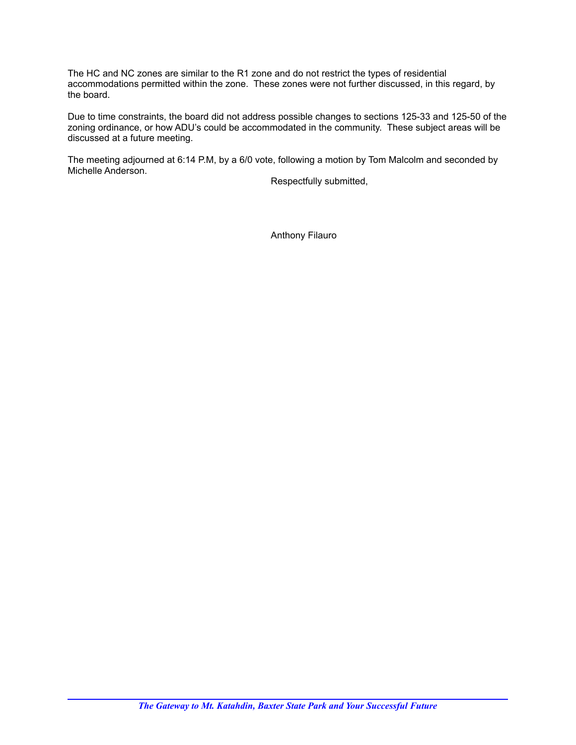The HC and NC zones are similar to the R1 zone and do not restrict the types of residential accommodations permitted within the zone. These zones were not further discussed, in this regard, by the board.

Due to time constraints, the board did not address possible changes to sections 125-33 and 125-50 of the zoning ordinance, or how ADU's could be accommodated in the community. These subject areas will be discussed at a future meeting.

The meeting adjourned at 6:14 P.M, by a 6/0 vote, following a motion by Tom Malcolm and seconded by Michelle Anderson.

Respectfully submitted,

Anthony Filauro